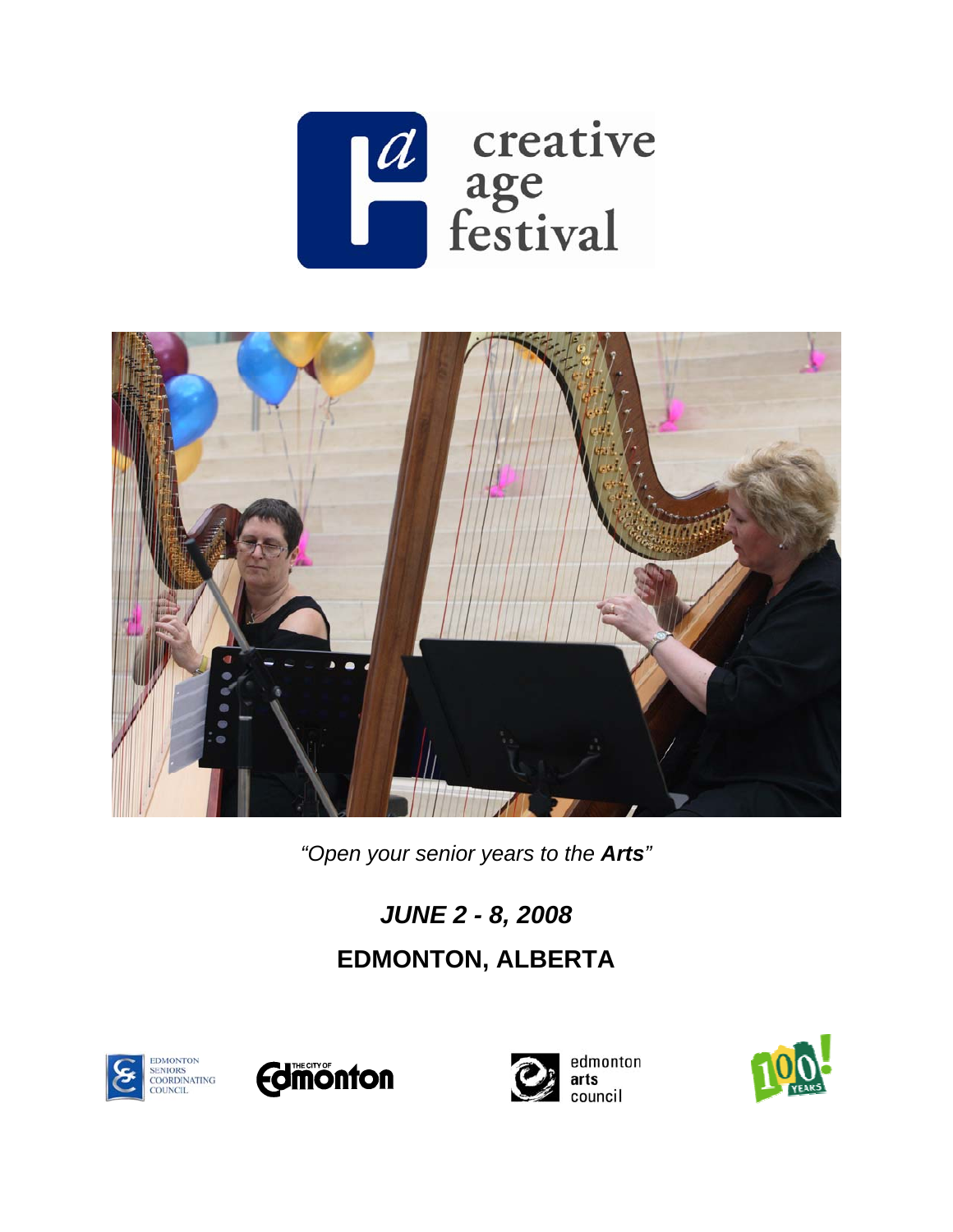# creative age festival

*"Open your senior years to the* ***Arts****"*

## *JUNE 2 - 8, 2008*

## EDMONTON, ALBERTA

EDMONTON SENIORS COORDINATING COUNCIL

THE CITY OF Edmonton

edmonton arts council

100! YEARS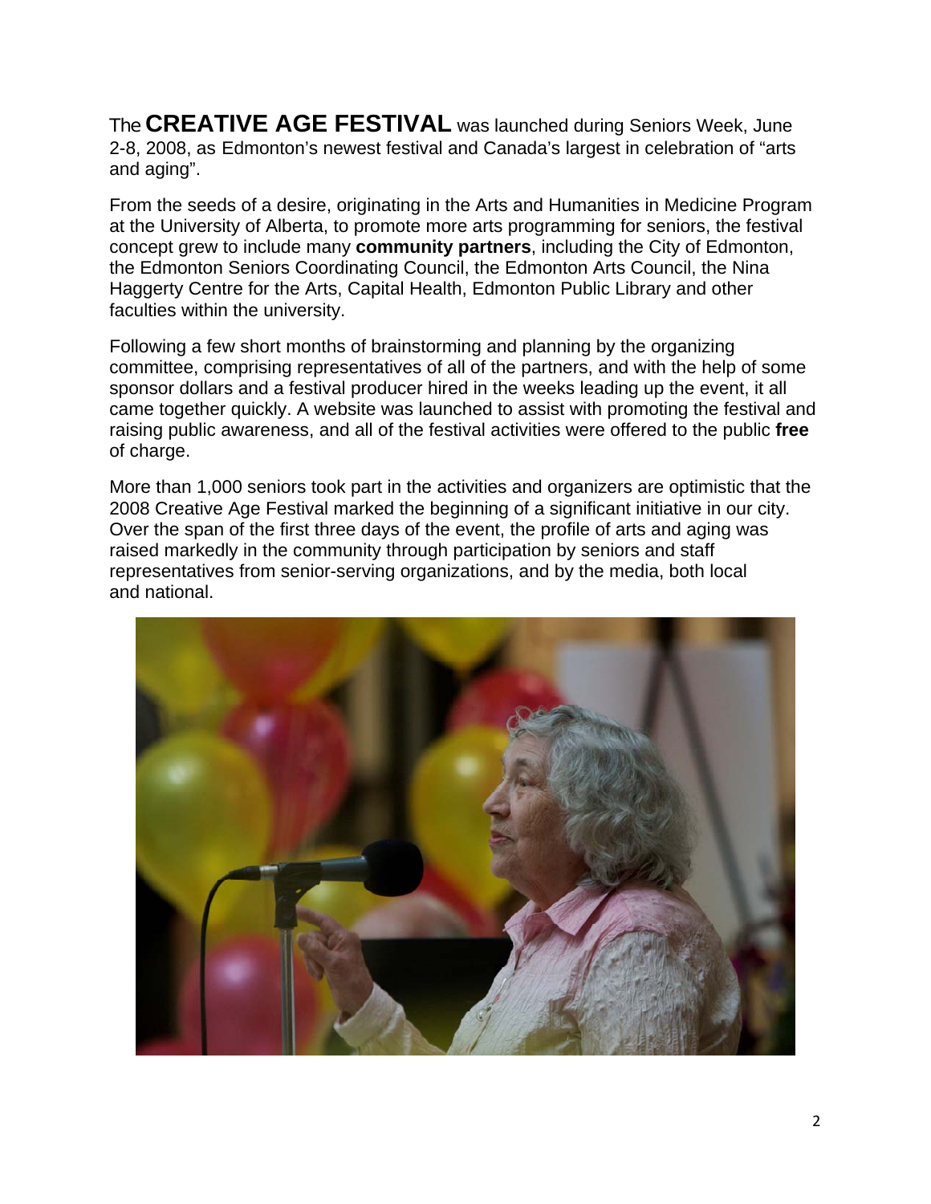The **CREATIVE AGE FESTIVAL** was launched during Seniors Week, June 2-8, 2008, as Edmonton's newest festival and Canada's largest in celebration of "arts and aging".

From the seeds of a desire, originating in the Arts and Humanities in Medicine Program at the University of Alberta, to promote more arts programming for seniors, the festival concept grew to include many **community partners**, including the City of Edmonton, the Edmonton Seniors Coordinating Council, the Edmonton Arts Council, the Nina Haggerty Centre for the Arts, Capital Health, Edmonton Public Library and other faculties within the university.

Following a few short months of brainstorming and planning by the organizing committee, comprising representatives of all of the partners, and with the help of some sponsor dollars and a festival producer hired in the weeks leading up the event, it all came together quickly. A website was launched to assist with promoting the festival and raising public awareness, and all of the festival activities were offered to the public **free** of charge.

More than 1,000 seniors took part in the activities and organizers are optimistic that the 2008 Creative Age Festival marked the beginning of a significant initiative in our city. Over the span of the first three days of the event, the profile of arts and aging was raised markedly in the community through participation by seniors and staff representatives from senior-serving organizations, and by the media, both local and national.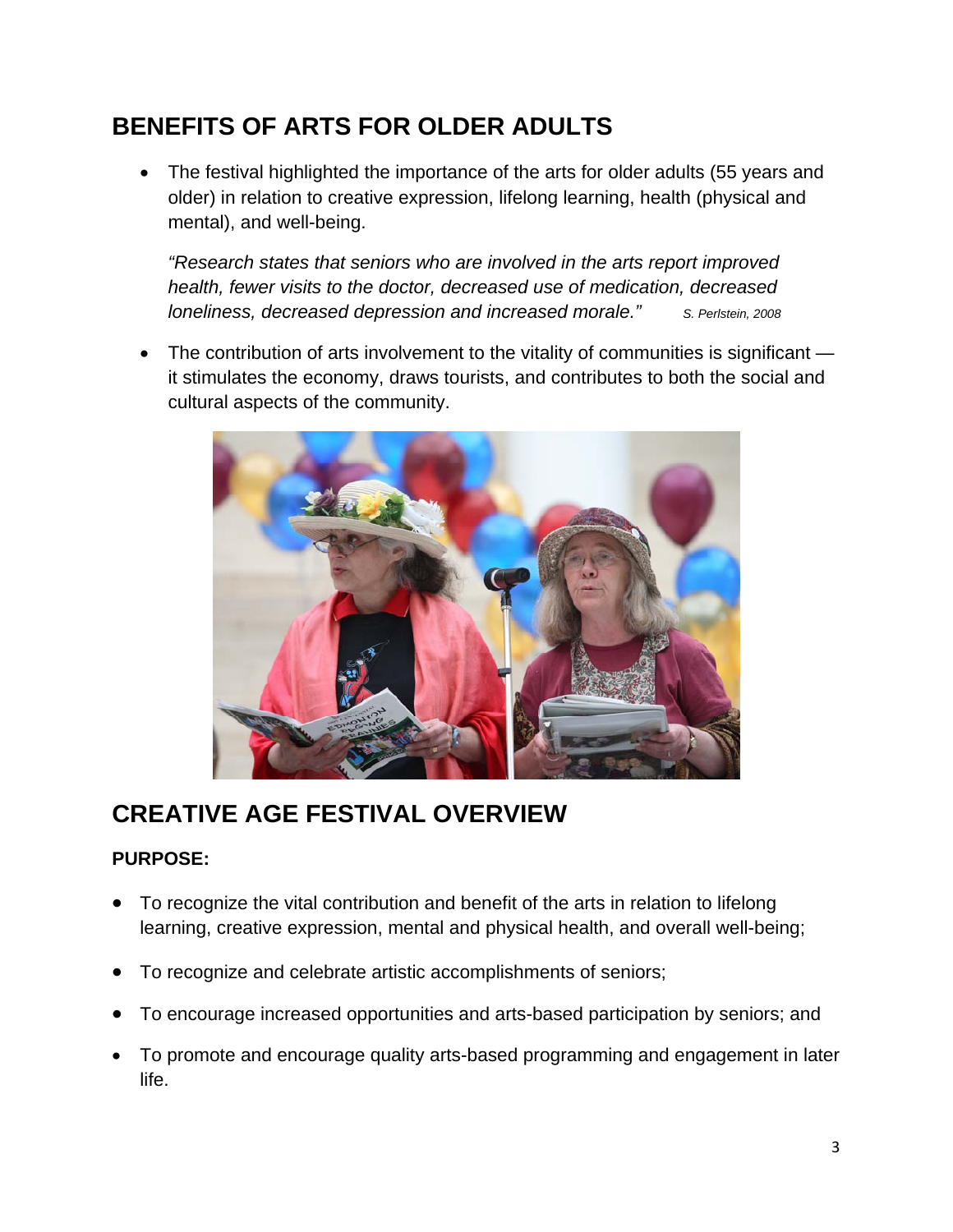## BENEFITS OF ARTS FOR OLDER ADULTS

- The festival highlighted the importance of the arts for older adults (55 years and older) in relation to creative expression, lifelong learning, health (physical and mental), and well-being.

  *"Research states that seniors who are involved in the arts report improved health, fewer visits to the doctor, decreased use of medication, decreased loneliness, decreased depression and increased morale."* *S. Perlstein, 2008*

- The contribution of arts involvement to the vitality of communities is significant — it stimulates the economy, draws tourists, and contributes to both the social and cultural aspects of the community.

## CREATIVE AGE FESTIVAL OVERVIEW

**PURPOSE:**

- To recognize the vital contribution and benefit of the arts in relation to lifelong learning, creative expression, mental and physical health, and overall well-being;
- To recognize and celebrate artistic accomplishments of seniors;
- To encourage increased opportunities and arts-based participation by seniors; and
- To promote and encourage quality arts-based programming and engagement in later life.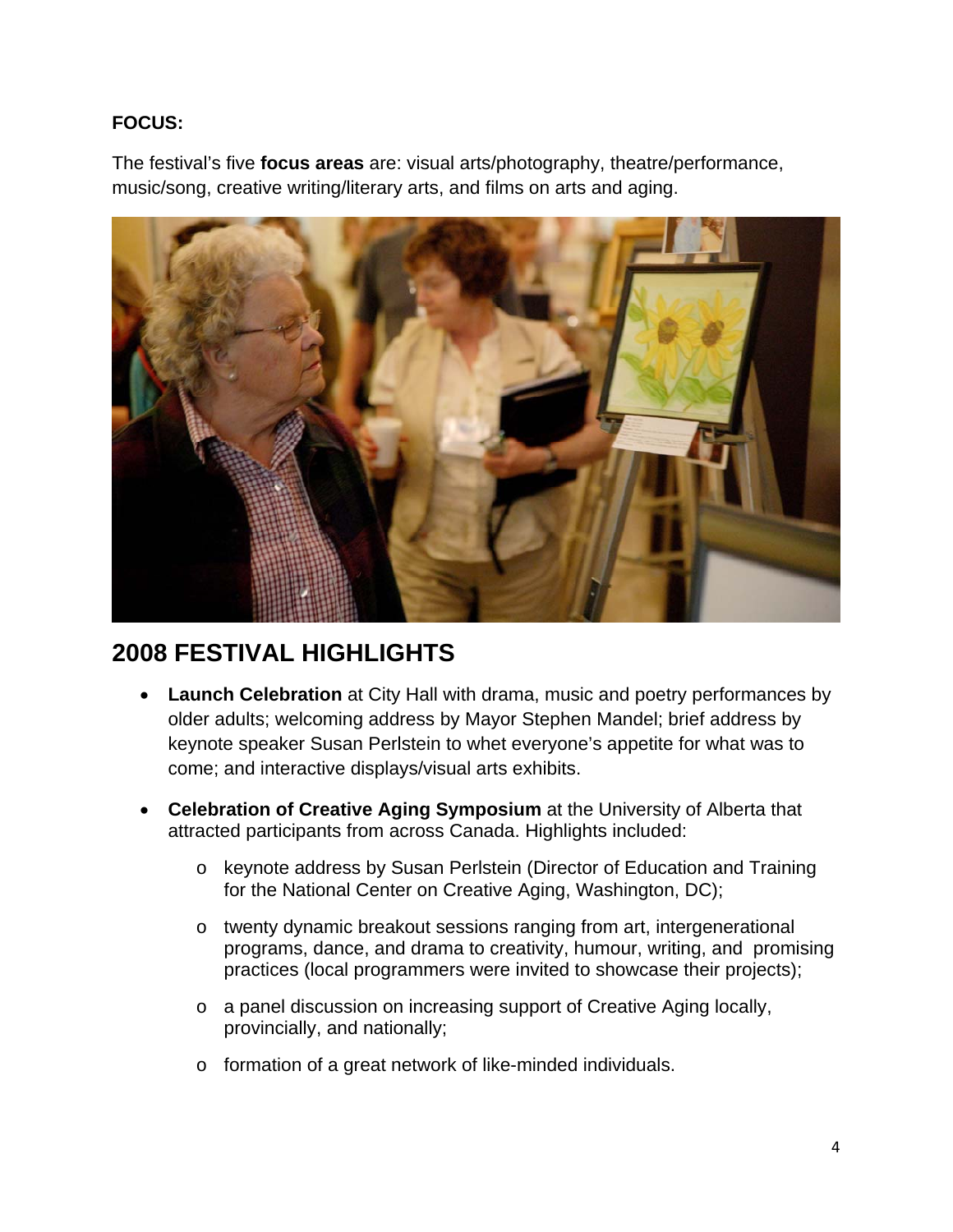**FOCUS:**

The festival's five **focus areas** are: visual arts/photography, theatre/performance, music/song, creative writing/literary arts, and films on arts and aging.

## 2008 FESTIVAL HIGHLIGHTS

- **Launch Celebration** at City Hall with drama, music and poetry performances by older adults; welcoming address by Mayor Stephen Mandel; brief address by keynote speaker Susan Perlstein to whet everyone's appetite for what was to come; and interactive displays/visual arts exhibits.
- **Celebration of Creative Aging Symposium** at the University of Alberta that attracted participants from across Canada. Highlights included:
  - keynote address by Susan Perlstein (Director of Education and Training for the National Center on Creative Aging, Washington, DC);
  - twenty dynamic breakout sessions ranging from art, intergenerational programs, dance, and drama to creativity, humour, writing, and promising practices (local programmers were invited to showcase their projects);
  - a panel discussion on increasing support of Creative Aging locally, provincially, and nationally;
  - formation of a great network of like-minded individuals.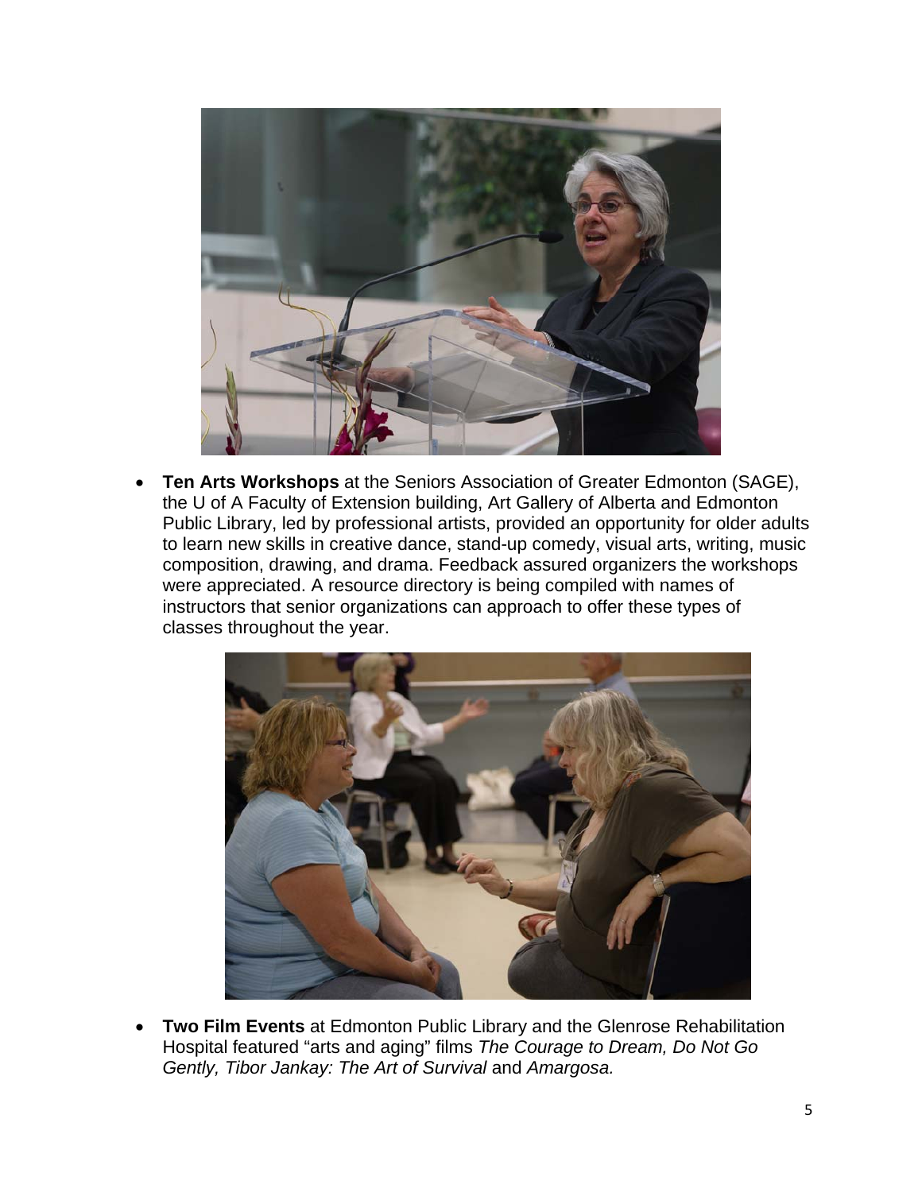- **Ten Arts Workshops** at the Seniors Association of Greater Edmonton (SAGE), the U of A Faculty of Extension building, Art Gallery of Alberta and Edmonton Public Library, led by professional artists, provided an opportunity for older adults to learn new skills in creative dance, stand-up comedy, visual arts, writing, music composition, drawing, and drama. Feedback assured organizers the workshops were appreciated. A resource directory is being compiled with names of instructors that senior organizations can approach to offer these types of classes throughout the year.

- **Two Film Events** at Edmonton Public Library and the Glenrose Rehabilitation Hospital featured "arts and aging" films *The Courage to Dream, Do Not Go Gently, Tibor Jankay: The Art of Survival* and *Amargosa.*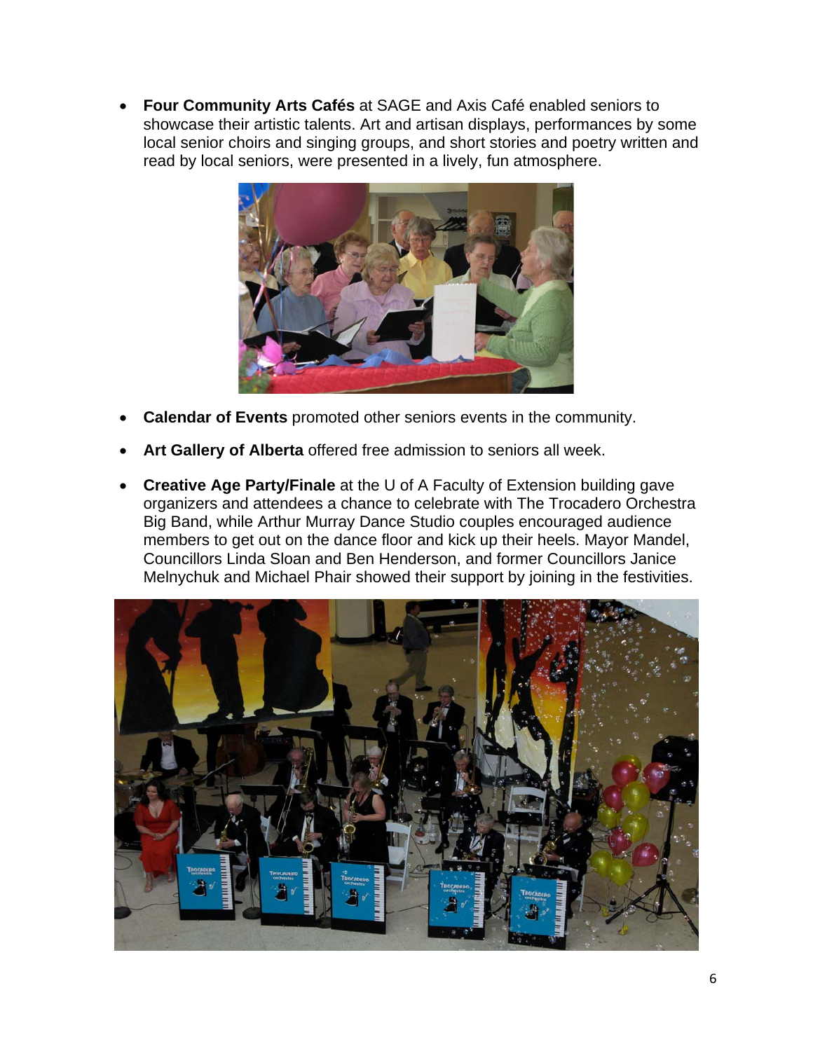- **Four Community Arts Cafés** at SAGE and Axis Café enabled seniors to showcase their artistic talents. Art and artisan displays, performances by some local senior choirs and singing groups, and short stories and poetry written and read by local seniors, were presented in a lively, fun atmosphere.

- **Calendar of Events** promoted other seniors events in the community.

- **Art Gallery of Alberta** offered free admission to seniors all week.

- **Creative Age Party/Finale** at the U of A Faculty of Extension building gave organizers and attendees a chance to celebrate with The Trocadero Orchestra Big Band, while Arthur Murray Dance Studio couples encouraged audience members to get out on the dance floor and kick up their heels. Mayor Mandel, Councillors Linda Sloan and Ben Henderson, and former Councillors Janice Melnychuk and Michael Phair showed their support by joining in the festivities.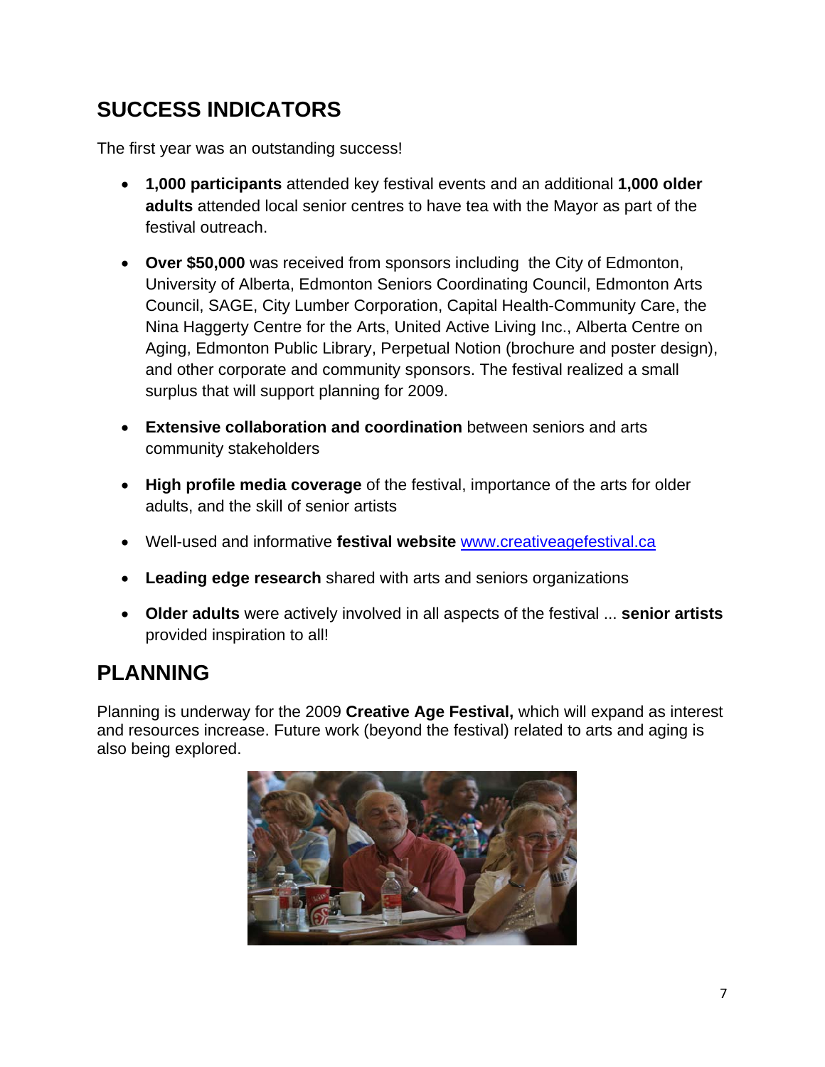## SUCCESS INDICATORS

The first year was an outstanding success!

- **1,000 participants** attended key festival events and an additional **1,000 older adults** attended local senior centres to have tea with the Mayor as part of the festival outreach.

- **Over $50,000** was received from sponsors including the City of Edmonton, University of Alberta, Edmonton Seniors Coordinating Council, Edmonton Arts Council, SAGE, City Lumber Corporation, Capital Health-Community Care, the Nina Haggerty Centre for the Arts, United Active Living Inc., Alberta Centre on Aging, Edmonton Public Library, Perpetual Notion (brochure and poster design), and other corporate and community sponsors. The festival realized a small surplus that will support planning for 2009.

- **Extensive collaboration and coordination** between seniors and arts community stakeholders

- **High profile media coverage** of the festival, importance of the arts for older adults, and the skill of senior artists

- Well-used and informative **festival website** www.creativeagefestival.ca

- **Leading edge research** shared with arts and seniors organizations

- **Older adults** were actively involved in all aspects of the festival ... **senior artists** provided inspiration to all!

## PLANNING

Planning is underway for the 2009 **Creative Age Festival,** which will expand as interest and resources increase. Future work (beyond the festival) related to arts and aging is also being explored.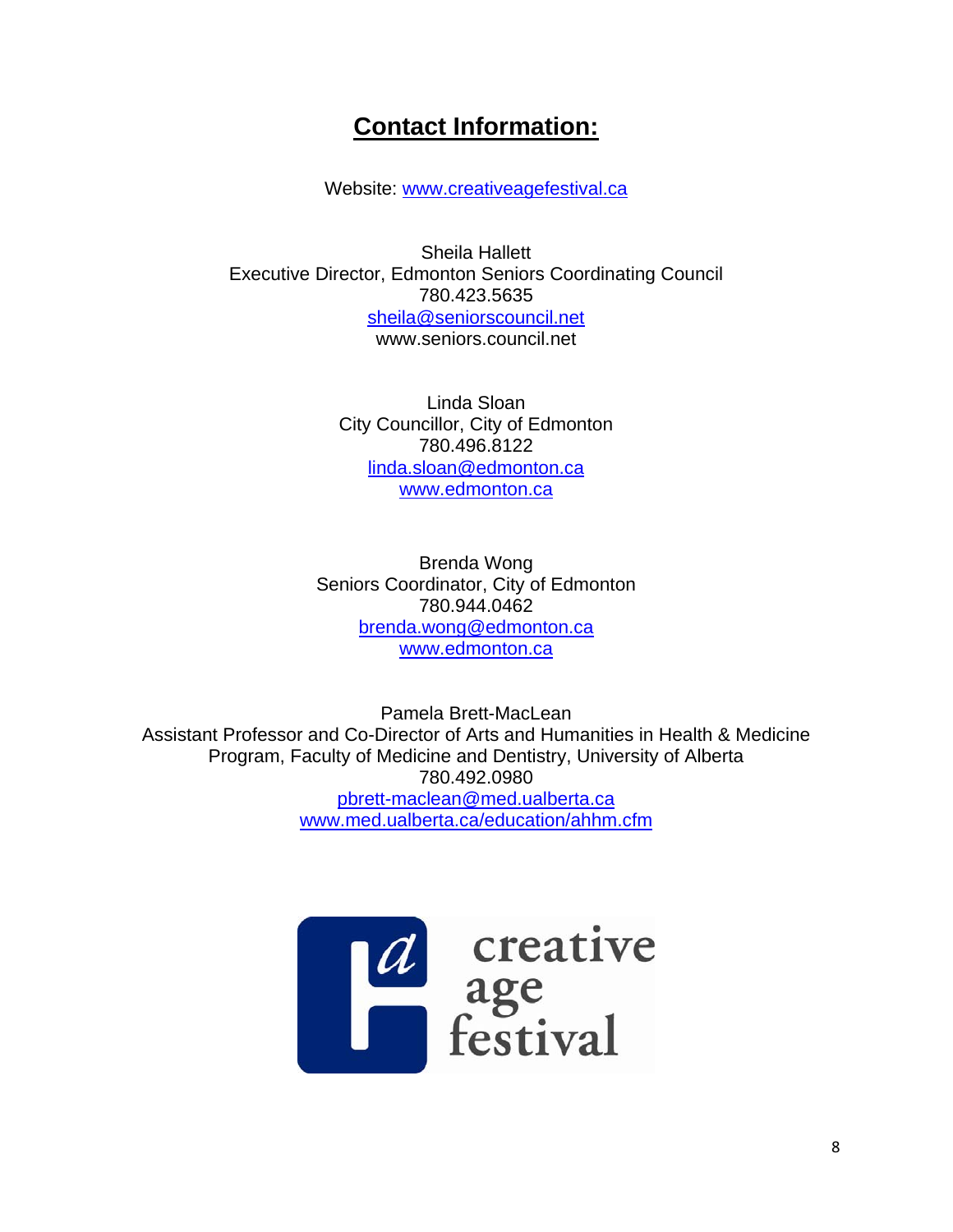## Contact Information:

Website: www.creativeagefestival.ca

Sheila Hallett
Executive Director, Edmonton Seniors Coordinating Council
780.423.5635
sheila@seniorscouncil.net
www.seniors.council.net

Linda Sloan
City Councillor, City of Edmonton
780.496.8122
linda.sloan@edmonton.ca
www.edmonton.ca

Brenda Wong
Seniors Coordinator, City of Edmonton
780.944.0462
brenda.wong@edmonton.ca
www.edmonton.ca

Pamela Brett-MacLean
Assistant Professor and Co-Director of Arts and Humanities in Health & Medicine Program, Faculty of Medicine and Dentistry, University of Alberta
780.492.0980
pbrett-maclean@med.ualberta.ca
www.med.ualberta.ca/education/ahhm.cfm

creative age festival